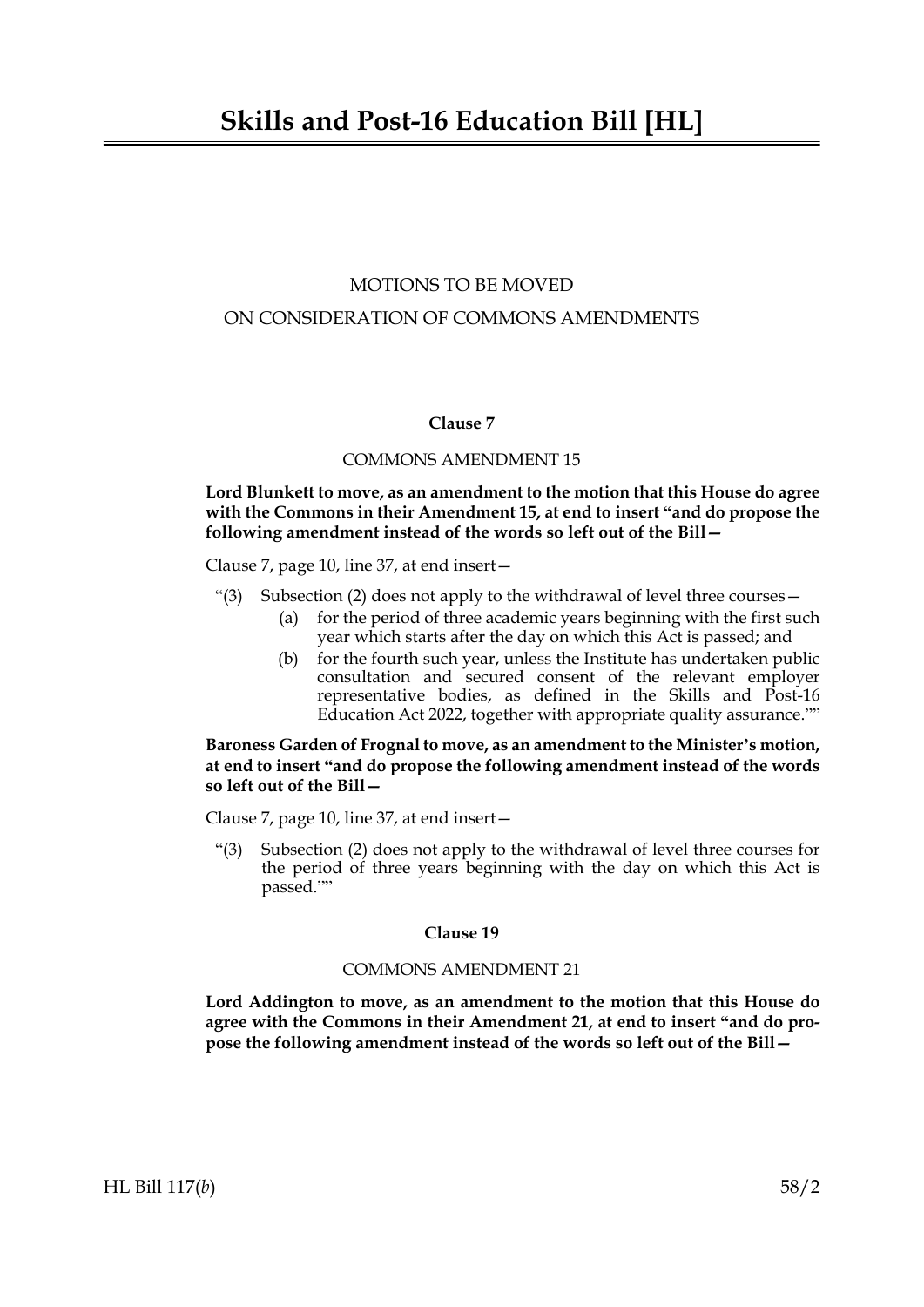# Skills and Post-16 Education Bill [HL]

MOTIONS TO BE MOVED

ON CONSIDERATION OF COMMONS AMENDMENTS

---

**Clause 7**

COMMONS AMENDMENT 15

**Lord Blunkett to move, as an amendment to the motion that this House do agree with the Commons in their Amendment 15, at end to insert "and do propose the following amendment instead of the words so left out of the Bill—**

Clause 7, page 10, line 37, at end insert—

"(3) Subsection (2) does not apply to the withdrawal of level three courses—

(a) for the period of three academic years beginning with the first such year which starts after the day on which this Act is passed; and

(b) for the fourth such year, unless the Institute has undertaken public consultation and secured consent of the relevant employer representative bodies, as defined in the Skills and Post-16 Education Act 2022, together with appropriate quality assurance.""

**Baroness Garden of Frognal to move, as an amendment to the Minister's motion, at end to insert "and do propose the following amendment instead of the words so left out of the Bill—**

Clause 7, page 10, line 37, at end insert—

"(3) Subsection (2) does not apply to the withdrawal of level three courses for the period of three years beginning with the day on which this Act is passed.""

**Clause 19**

COMMONS AMENDMENT 21

**Lord Addington to move, as an amendment to the motion that this House do agree with the Commons in their Amendment 21, at end to insert "and do propose the following amendment instead of the words so left out of the Bill—**

HL Bill 117(*b*) 58/2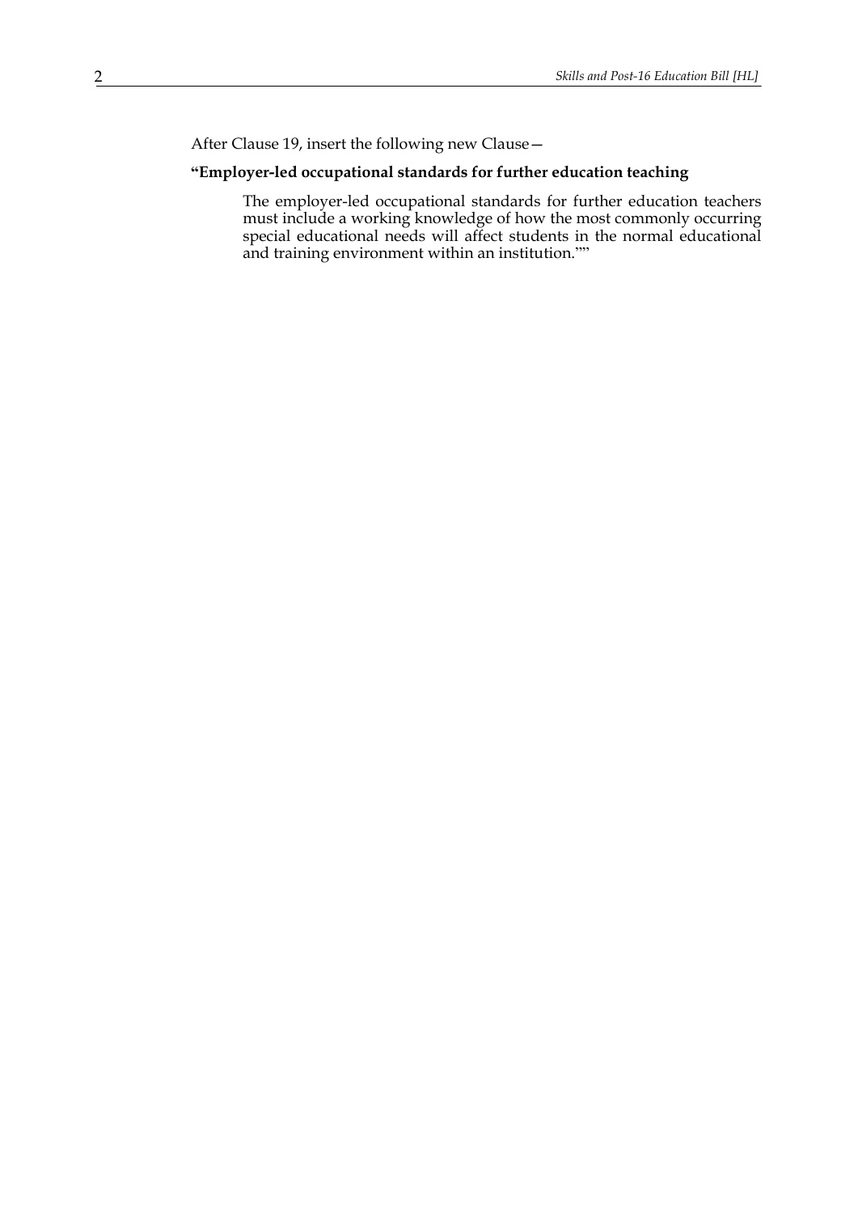After Clause 19, insert the following new Clause—

**"Employer-led occupational standards for further education teaching**

The employer-led occupational standards for further education teachers must include a working knowledge of how the most commonly occurring special educational needs will affect students in the normal educational and training environment within an institution.""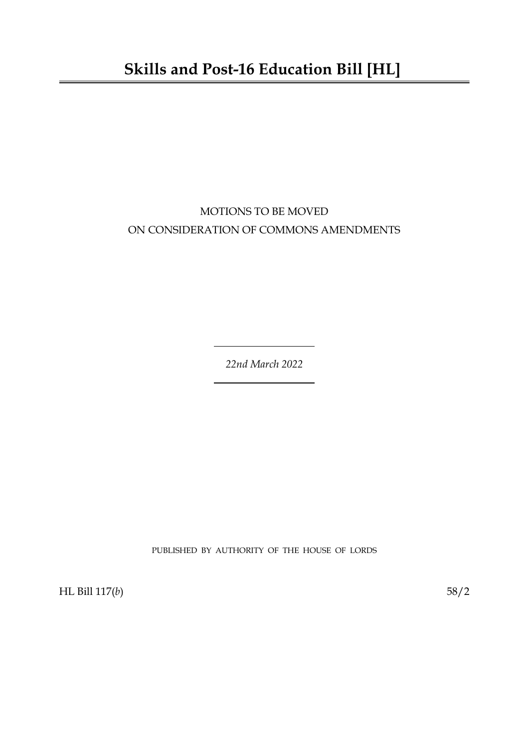# Skills and Post-16 Education Bill [HL]

MOTIONS TO BE MOVED
ON CONSIDERATION OF COMMONS AMENDMENTS

*22nd March 2022*

PUBLISHED BY AUTHORITY OF THE HOUSE OF LORDS

HL Bill 117(*b*) 58/2